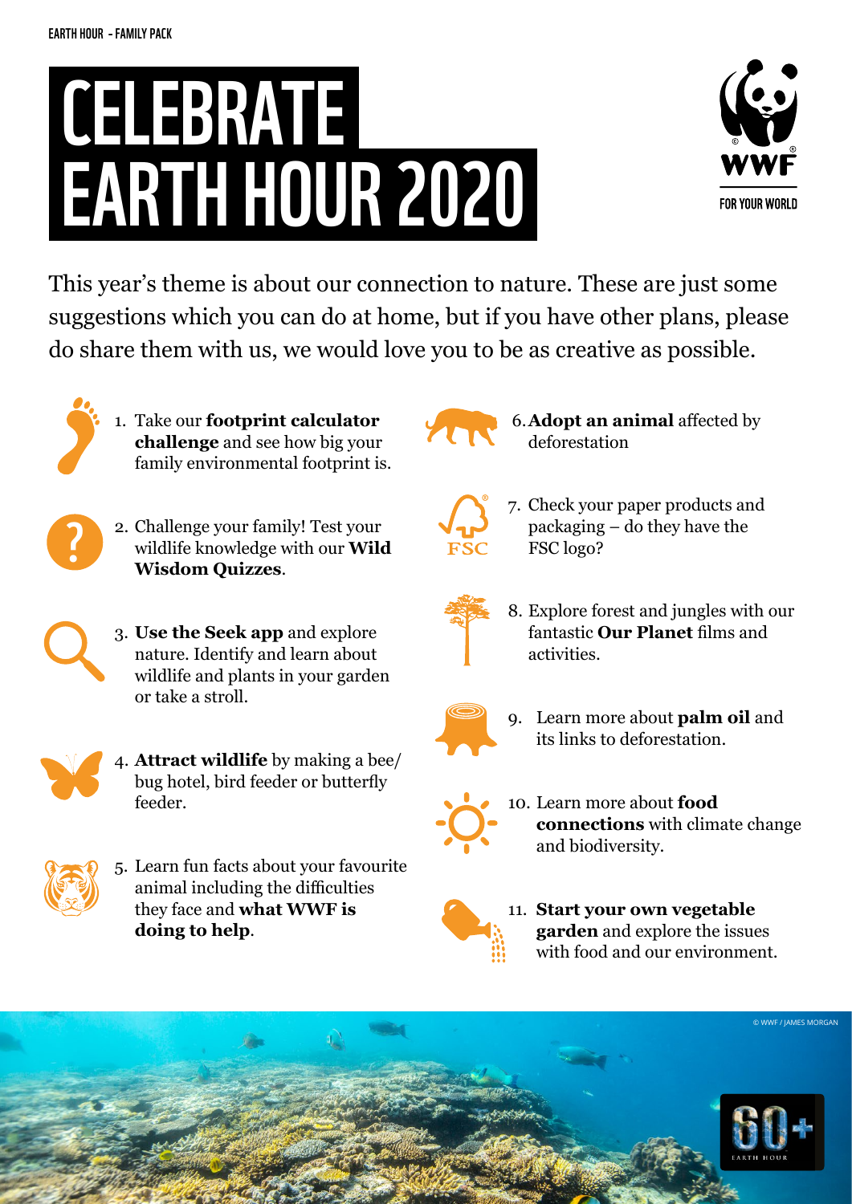EARTH HOUR - FAMILY PACK

# CELEBRATE EARTH HOUR 2020

WWF FOR YOUR WORLD

This year's theme is about our connection to nature. These are just some suggestions which you can do at home, but if you have other plans, please do share them with us, we would love you to be as creative as possible.

1. Take our **footprint calculator challenge** and see how big your family environmental footprint is.
2. Challenge your family! Test your wildlife knowledge with our **Wild Wisdom Quizzes**.
3. **Use the Seek app** and explore nature. Identify and learn about wildlife and plants in your garden or take a stroll.
4. **Attract wildlife** by making a bee/bug hotel, bird feeder or butterfly feeder.
5. Learn fun facts about your favourite animal including the difficulties they face and **what WWF is doing to help**.
6. **Adopt an animal** affected by deforestation
7. Check your paper products and packaging – do they have the FSC logo?
8. Explore forest and jungles with our fantastic **Our Planet** films and activities.
9. Learn more about **palm oil** and its links to deforestation.
10. Learn more about **food connections** with climate change and biodiversity.
11. **Start your own vegetable garden** and explore the issues with food and our environment.

© WWF / JAMES MORGAN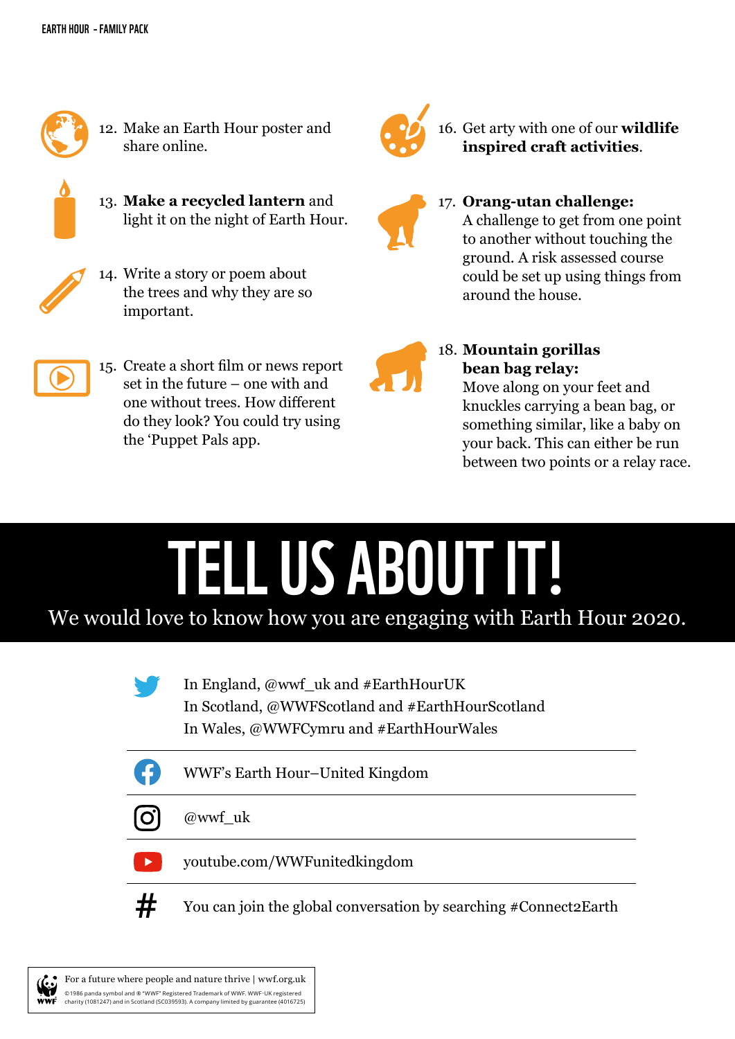12. Make an Earth Hour poster and share online.

13. **Make a recycled lantern** and light it on the night of Earth Hour.

14. Write a story or poem about the trees and why they are so important.

15. Create a short film or news report set in the future – one with and one without trees. How different do they look? You could try using the 'Puppet Pals app.

16. Get arty with one of our **wildlife inspired craft activities**.

17. **Orang-utan challenge:** A challenge to get from one point to another without touching the ground. A risk assessed course could be set up using things from around the house.

18. **Mountain gorillas bean bag relay:** Move along on your feet and knuckles carrying a bean bag, or something similar, like a baby on your back. This can either be run between two points or a relay race.

# TELL US ABOUT IT!

We would love to know how you are engaging with Earth Hour 2020.

In England, @wwf_uk and #EarthHourUK
In Scotland, @WWFScotland and #EarthHourScotland
In Wales, @WWFCymru and #EarthHourWales

WWF's Earth Hour–United Kingdom

@wwf_uk

youtube.com/WWFunitedkingdom

# You can join the global conversation by searching #Connect2Earth

For a future where people and nature thrive | wwf.org.uk

©1986 panda symbol and ® "WWF" Registered Trademark of WWF. WWF-UK registered charity (1081247) and in Scotland (SC039593). A company limited by guarantee (4016725)